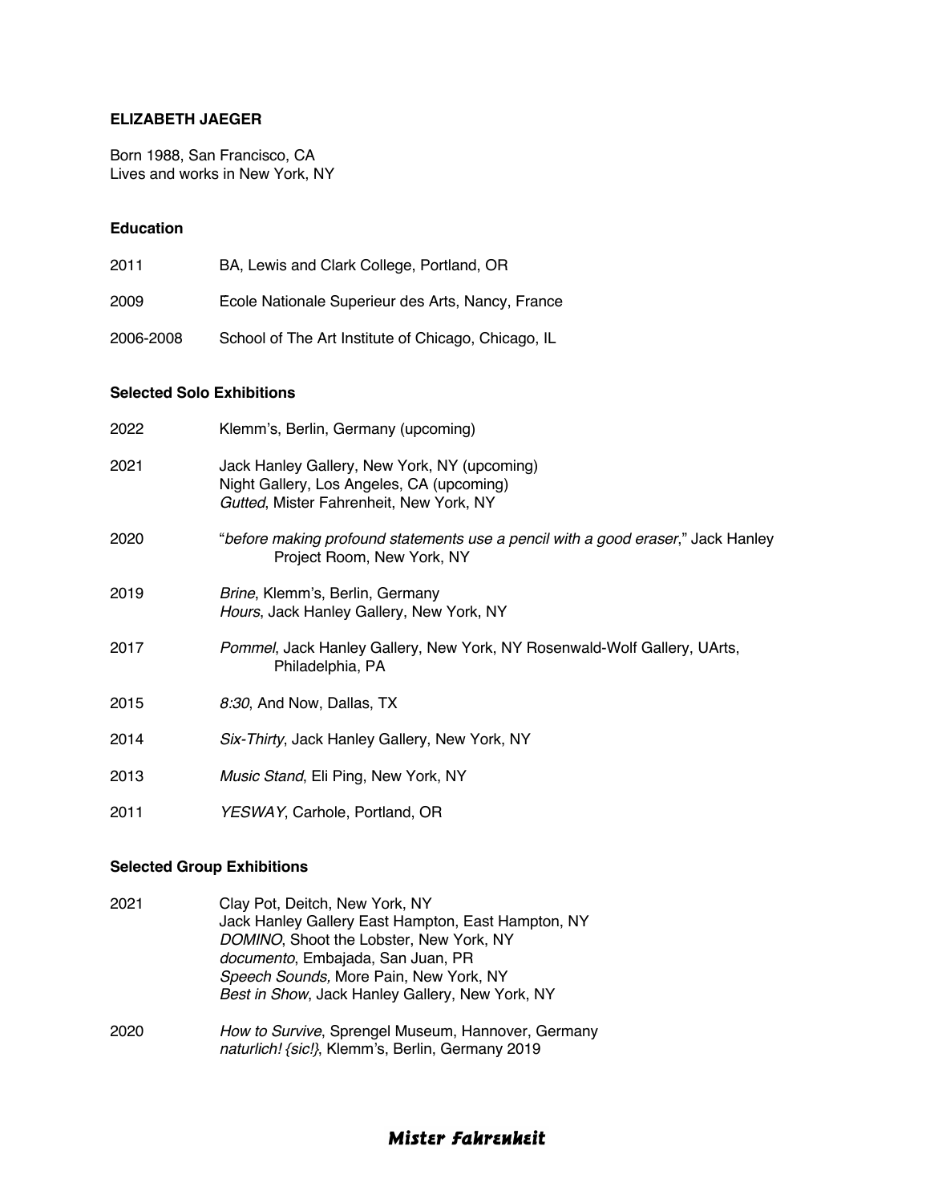**ELIZABETH JAEGER**

Born 1988, San Francisco, CA
Lives and works in New York, NY

**Education**

2011 BA, Lewis and Clark College, Portland, OR

2009 Ecole Nationale Superieur des Arts, Nancy, France

2006-2008 School of The Art Institute of Chicago, Chicago, IL

**Selected Solo Exhibitions**

2022 Klemm's, Berlin, Germany (upcoming)

2021 Jack Hanley Gallery, New York, NY (upcoming)
Night Gallery, Los Angeles, CA (upcoming)
*Gutted*, Mister Fahrenheit, New York, NY

2020 "*before making profound statements use a pencil with a good eraser*," Jack Hanley Project Room, New York, NY

2019 *Brine*, Klemm's, Berlin, Germany
*Hours*, Jack Hanley Gallery, New York, NY

2017 *Pommel*, Jack Hanley Gallery, New York, NY Rosenwald-Wolf Gallery, UArts, Philadelphia, PA

2015 *8:30*, And Now, Dallas, TX

2014 *Six-Thirty*, Jack Hanley Gallery, New York, NY

2013 *Music Stand*, Eli Ping, New York, NY

2011 *YESWAY*, Carhole, Portland, OR

**Selected Group Exhibitions**

2021 Clay Pot, Deitch, New York, NY
Jack Hanley Gallery East Hampton, East Hampton, NY
*DOMINO*, Shoot the Lobster, New York, NY
*documento*, Embajada, San Juan, PR
*Speech Sounds,* More Pain, New York, NY
*Best in Show*, Jack Hanley Gallery, New York, NY

2020 *How to Survive*, Sprengel Museum, Hannover, Germany
*naturlich! {sic!}*, Klemm's, Berlin, Germany 2019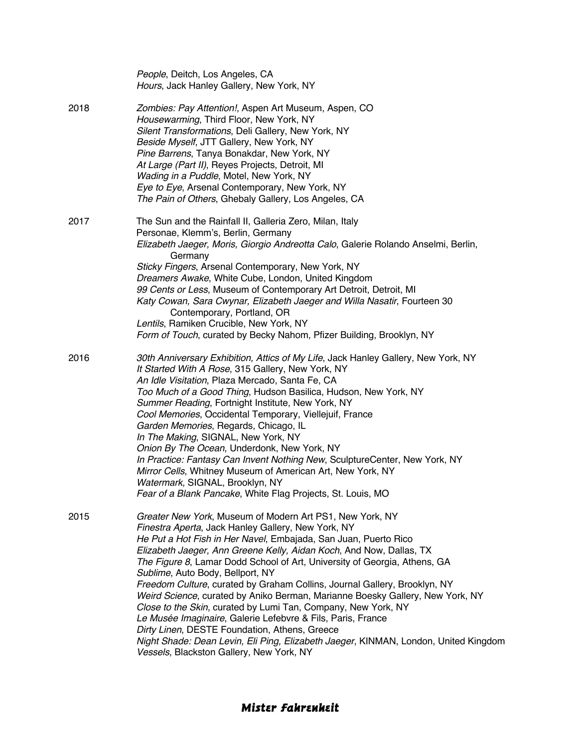*People*, Deitch, Los Angeles, CA
*Hours*, Jack Hanley Gallery, New York, NY

2018
*Zombies: Pay Attention!,* Aspen Art Museum, Aspen, CO
*Housewarming*, Third Floor, New York, NY
*Silent Transformations*, Deli Gallery, New York, NY
*Beside Myself*, JTT Gallery, New York, NY
*Pine Barrens*, Tanya Bonakdar, New York, NY
*At Large (Part II)*, Reyes Projects, Detroit, MI
*Wading in a Puddle*, Motel, New York, NY
*Eye to Eye*, Arsenal Contemporary, New York, NY
*The Pain of Others*, Ghebaly Gallery, Los Angeles, CA

2017
The Sun and the Rainfall II, Galleria Zero, Milan, Italy
Personae, Klemm's, Berlin, Germany
*Elizabeth Jaeger, Moris, Giorgio Andreotta Calo*, Galerie Rolando Anselmi, Berlin, Germany
*Sticky Fingers*, Arsenal Contemporary, New York, NY
*Dreamers Awake*, White Cube, London, United Kingdom
*99 Cents or Less*, Museum of Contemporary Art Detroit, Detroit, MI
*Katy Cowan, Sara Cwynar, Elizabeth Jaeger and Willa Nasatir*, Fourteen 30 Contemporary, Portland, OR
*Lentils*, Ramiken Crucible, New York, NY
*Form of Touch*, curated by Becky Nahom, Pfizer Building, Brooklyn, NY

2016
*30th Anniversary Exhibition, Attics of My Life*, Jack Hanley Gallery, New York, NY
*It Started With A Rose*, 315 Gallery, New York, NY
*An Idle Visitation*, Plaza Mercado, Santa Fe, CA
*Too Much of a Good Thing*, Hudson Basilica, Hudson, New York, NY
*Summer Reading*, Fortnight Institute, New York, NY
*Cool Memories*, Occidental Temporary, Viellejuif, France
*Garden Memories*, Regards, Chicago, IL
*In The Making*, SIGNAL, New York, NY
*Onion By The Ocean*, Underdonk, New York, NY
*In Practice: Fantasy Can Invent Nothing New*, SculptureCenter, New York, NY
*Mirror Cells*, Whitney Museum of American Art, New York, NY
*Watermark*, SIGNAL, Brooklyn, NY
*Fear of a Blank Pancake*, White Flag Projects, St. Louis, MO

2015
*Greater New York*, Museum of Modern Art PS1, New York, NY
*Finestra Aperta*, Jack Hanley Gallery, New York, NY
*He Put a Hot Fish in Her Navel*, Embajada, San Juan, Puerto Rico
*Elizabeth Jaeger, Ann Greene Kelly, Aidan Koch*, And Now, Dallas, TX
*The Figure 8*, Lamar Dodd School of Art, University of Georgia, Athens, GA
*Sublime*, Auto Body, Bellport, NY
*Freedom Culture*, curated by Graham Collins, Journal Gallery, Brooklyn, NY
*Weird Science*, curated by Aniko Berman, Marianne Boesky Gallery, New York, NY
*Close to the Skin*, curated by Lumi Tan, Company, New York, NY
*Le Musée Imaginaire*, Galerie Lefebvre & Fils, Paris, France
*Dirty Linen*, DESTE Foundation, Athens, Greece
*Night Shade: Dean Levin, Eli Ping, Elizabeth Jaeger*, KINMAN, London, United Kingdom
*Vessels*, Blackston Gallery, New York, NY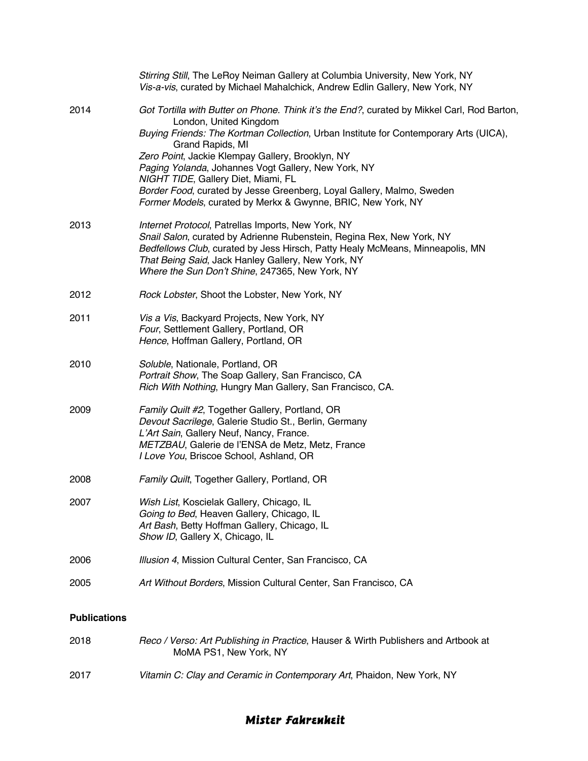*Stirring Still*, The LeRoy Neiman Gallery at Columbia University, New York, NY
*Vis-a-vis*, curated by Michael Mahalchick, Andrew Edlin Gallery, New York, NY

2014
*Got Tortilla with Butter on Phone. Think it's the End?*, curated by Mikkel Carl, Rod Barton, London, United Kingdom
*Buying Friends: The Kortman Collection*, Urban Institute for Contemporary Arts (UICA), Grand Rapids, MI
*Zero Point*, Jackie Klempay Gallery, Brooklyn, NY
*Paging Yolanda*, Johannes Vogt Gallery, New York, NY
*NIGHT TIDE*, Gallery Diet, Miami, FL
*Border Food*, curated by Jesse Greenberg, Loyal Gallery, Malmo, Sweden
*Former Models*, curated by Merkx & Gwynne, BRIC, New York, NY

2013
*Internet Protocol*, Patrellas Imports, New York, NY
*Snail Salon*, curated by Adrienne Rubenstein, Regina Rex, New York, NY
*Bedfellows Club*, curated by Jess Hirsch, Patty Healy McMeans, Minneapolis, MN
*That Being Said*, Jack Hanley Gallery, New York, NY
*Where the Sun Don't Shine*, 247365, New York, NY

2012
*Rock Lobster*, Shoot the Lobster, New York, NY

2011
*Vis a Vis*, Backyard Projects, New York, NY
*Four*, Settlement Gallery, Portland, OR
*Hence*, Hoffman Gallery, Portland, OR

2010
*Soluble*, Nationale, Portland, OR
*Portrait Show*, The Soap Gallery, San Francisco, CA
*Rich With Nothing*, Hungry Man Gallery, San Francisco, CA.

2009
*Family Quilt #2*, Together Gallery, Portland, OR
*Devout Sacrilege*, Galerie Studio St., Berlin, Germany
*L'Art Sain*, Gallery Neuf, Nancy, France.
*METZBAU*, Galerie de l'ENSA de Metz, Metz, France
*I Love You*, Briscoe School, Ashland, OR

2008
*Family Quilt*, Together Gallery, Portland, OR

2007
*Wish List*, Koscielak Gallery, Chicago, IL
*Going to Bed*, Heaven Gallery, Chicago, IL
*Art Bash*, Betty Hoffman Gallery, Chicago, IL
*Show ID*, Gallery X, Chicago, IL

2006
*Illusion 4*, Mission Cultural Center, San Francisco, CA

2005
*Art Without Borders*, Mission Cultural Center, San Francisco, CA

**Publications**

2018
*Reco / Verso: Art Publishing in Practice*, Hauser & Wirth Publishers and Artbook at MoMA PS1, New York, NY

2017
*Vitamin C: Clay and Ceramic in Contemporary Art*, Phaidon, New York, NY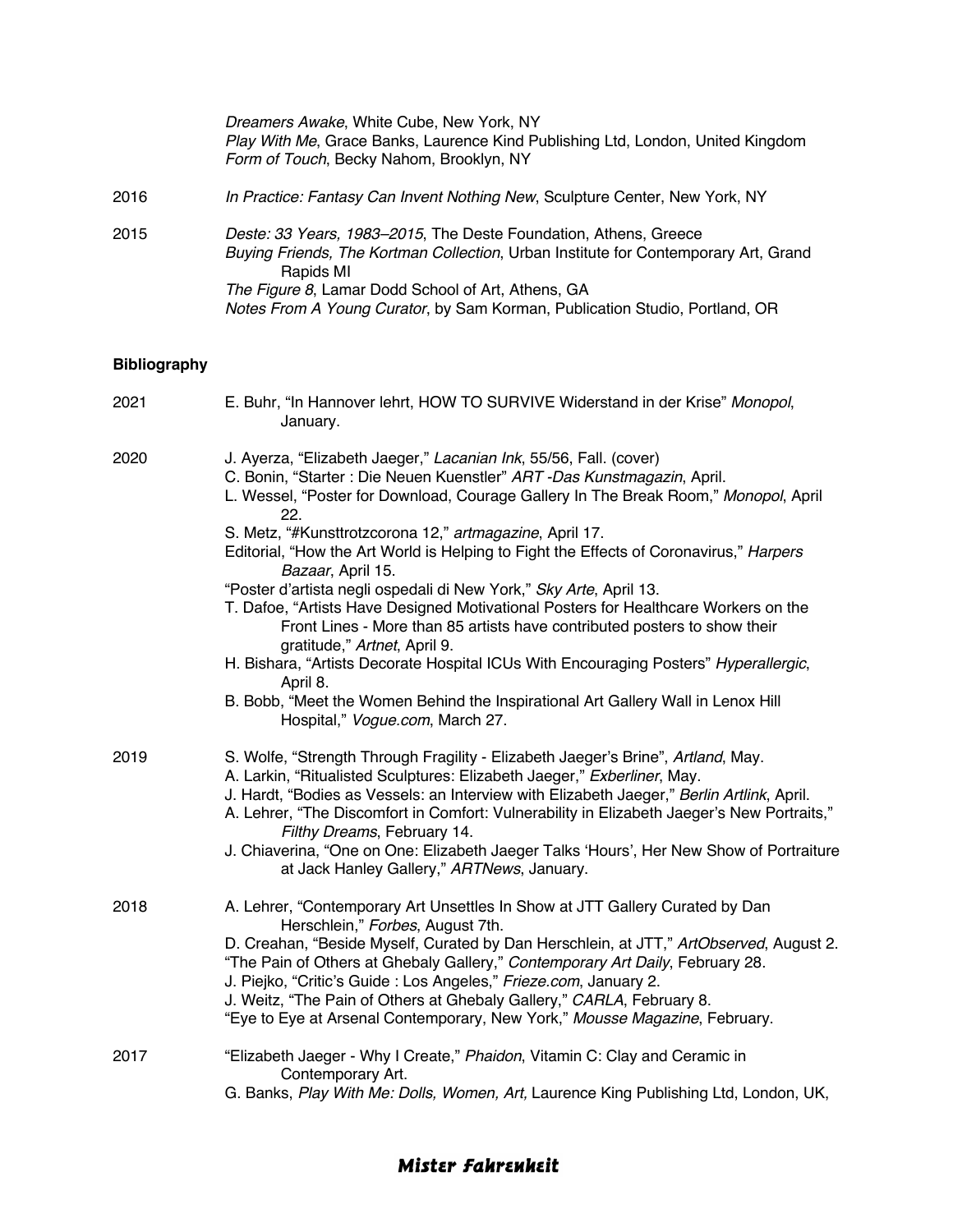*Dreamers Awake*, White Cube, New York, NY
*Play With Me*, Grace Banks, Laurence Kind Publishing Ltd, London, United Kingdom
*Form of Touch*, Becky Nahom, Brooklyn, NY

2016 *In Practice: Fantasy Can Invent Nothing New*, Sculpture Center, New York, NY

2015 *Deste: 33 Years, 1983–2015*, The Deste Foundation, Athens, Greece
*Buying Friends, The Kortman Collection*, Urban Institute for Contemporary Art, Grand Rapids MI
*The Figure 8*, Lamar Dodd School of Art, Athens, GA
*Notes From A Young Curator*, by Sam Korman, Publication Studio, Portland, OR

**Bibliography**

2021 E. Buhr, "In Hannover lehrt, HOW TO SURVIVE Widerstand in der Krise" *Monopol*, January.

2020 J. Ayerza, "Elizabeth Jaeger," *Lacanian Ink*, 55/56, Fall. (cover)
C. Bonin, "Starter : Die Neuen Kuenstler" *ART -Das Kunstmagazin*, April.
L. Wessel, "Poster for Download, Courage Gallery In The Break Room," *Monopol*, April 22.
S. Metz, "#Kunsttrotzcorona 12," *artmagazine*, April 17.
Editorial, "How the Art World is Helping to Fight the Effects of Coronavirus," *Harpers Bazaar*, April 15.
"Poster d'artista negli ospedali di New York," *Sky Arte*, April 13.
T. Dafoe, "Artists Have Designed Motivational Posters for Healthcare Workers on the Front Lines - More than 85 artists have contributed posters to show their gratitude," *Artnet*, April 9.
H. Bishara, "Artists Decorate Hospital ICUs With Encouraging Posters" *Hyperallergic*, April 8.
B. Bobb, "Meet the Women Behind the Inspirational Art Gallery Wall in Lenox Hill Hospital," *Vogue.com*, March 27.

2019 S. Wolfe, "Strength Through Fragility - Elizabeth Jaeger's Brine", *Artland*, May.
A. Larkin, "Ritualisted Sculptures: Elizabeth Jaeger," *Exberliner*, May.
J. Hardt, "Bodies as Vessels: an Interview with Elizabeth Jaeger," *Berlin Artlink*, April.
A. Lehrer, "The Discomfort in Comfort: Vulnerability in Elizabeth Jaeger's New Portraits," *Filthy Dreams*, February 14.
J. Chiaverina, "One on One: Elizabeth Jaeger Talks 'Hours', Her New Show of Portraiture at Jack Hanley Gallery," *ARTNews*, January.

2018 A. Lehrer, "Contemporary Art Unsettles In Show at JTT Gallery Curated by Dan Herschlein," *Forbes*, August 7th.
D. Creahan, "Beside Myself, Curated by Dan Herschlein, at JTT," *ArtObserved*, August 2.
"The Pain of Others at Ghebaly Gallery," *Contemporary Art Daily*, February 28.
J. Piejko, "Critic's Guide : Los Angeles," *Frieze.com*, January 2.
J. Weitz, "The Pain of Others at Ghebaly Gallery," *CARLA*, February 8.
"Eye to Eye at Arsenal Contemporary, New York," *Mousse Magazine*, February.

2017 "Elizabeth Jaeger - Why I Create," *Phaidon*, Vitamin C: Clay and Ceramic in Contemporary Art.
G. Banks, *Play With Me: Dolls, Women, Art,* Laurence King Publishing Ltd, London, UK,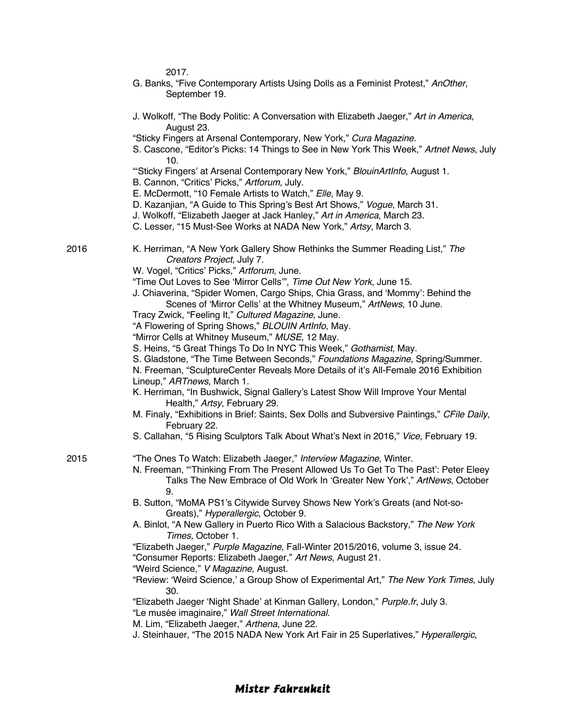2017.

G. Banks, "Five Contemporary Artists Using Dolls as a Feminist Protest," *AnOther*, September 19.

J. Wolkoff, "The Body Politic: A Conversation with Elizabeth Jaeger," *Art in America*, August 23.

"Sticky Fingers at Arsenal Contemporary, New York," *Cura Magazine*.

S. Cascone, "Editor's Picks: 14 Things to See in New York This Week," *Artnet News*, July 10.

"'Sticky Fingers' at Arsenal Contemporary New York," *BlouinArtInfo*, August 1.

B. Cannon, "Critics' Picks," *Artforum*, July.

E. McDermott, "10 Female Artists to Watch," *Elle*, May 9.

D. Kazanjian, "A Guide to This Spring's Best Art Shows," *Vogue*, March 31.

J. Wolkoff, "Elizabeth Jaeger at Jack Hanley," *Art in America*, March 23.

C. Lesser, "15 Must-See Works at NADA New York," *Artsy*, March 3.

2016

K. Herriman, "A New York Gallery Show Rethinks the Summer Reading List," *The Creators Project*, July 7.

W. Vogel, "Critics' Picks," *Artforum*, June.

"Time Out Loves to See 'Mirror Cells'", *Time Out New York*, June 15.

J. Chiaverina, "Spider Women, Cargo Ships, Chia Grass, and 'Mommy': Behind the Scenes of 'Mirror Cells' at the Whitney Museum," *ArtNews*, 10 June.

Tracy Zwick, "Feeling It," *Cultured Magazine*, June.

"A Flowering of Spring Shows," *BLOUIN ArtInfo*, May.

"Mirror Cells at Whitney Museum," *MUSE*, 12 May.

S. Heins, "5 Great Things To Do In NYC This Week," *Gothamist*, May.

S. Gladstone, "The Time Between Seconds," *Foundations Magazine*, Spring/Summer.

N. Freeman, "SculptureCenter Reveals More Details of it's All-Female 2016 Exhibition Lineup," *ARTnews*, March 1.

K. Herriman, "In Bushwick, Signal Gallery's Latest Show Will Improve Your Mental Health," *Artsy*, February 29.

M. Finaly, "Exhibitions in Brief: Saints, Sex Dolls and Subversive Paintings," *CFile Daily*, February 22.

S. Callahan, "5 Rising Sculptors Talk About What's Next in 2016," *Vice*, February 19.

2015

"The Ones To Watch: Elizabeth Jaeger," *Interview Magazine*, Winter.

N. Freeman, "'Thinking From The Present Allowed Us To Get To The Past': Peter Eleey Talks The New Embrace of Old Work In 'Greater New York'," *ArtNews*, October 9.

B. Sutton, "MoMA PS1's Citywide Survey Shows New York's Greats (and Not-so-Greats)," *Hyperallergic*, October 9.

A. Binlot, "A New Gallery in Puerto Rico With a Salacious Backstory," *The New York Times,* October 1.

"Elizabeth Jaeger," *Purple Magazine*, Fall-Winter 2015/2016, volume 3, issue 24.

"Consumer Reports: Elizabeth Jaeger," *Art News*, August 21.

"Weird Science," *V Magazine*, August.

"Review: 'Weird Science,' a Group Show of Experimental Art," *The New York Times*, July 30.

"Elizabeth Jaeger 'Night Shade' at Kinman Gallery, London," *Purple.fr*, July 3.

"Le musée imaginaire," *Wall Street International*.

M. Lim, "Elizabeth Jaeger," *Arthena*, June 22.

J. Steinhauer, "The 2015 NADA New York Art Fair in 25 Superlatives," *Hyperallergic*,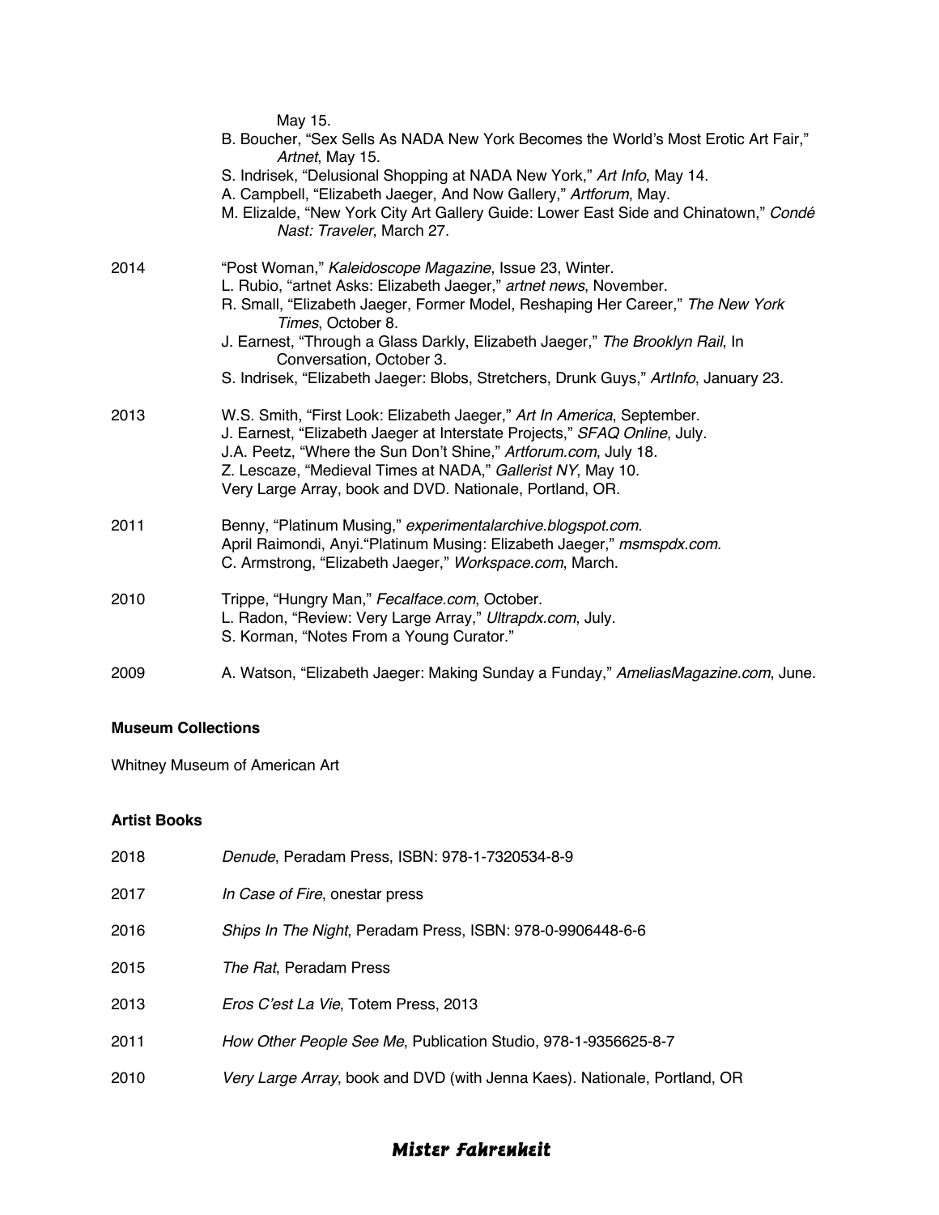May 15.

B. Boucher, "Sex Sells As NADA New York Becomes the World's Most Erotic Art Fair," *Artnet*, May 15.
S. Indrisek, "Delusional Shopping at NADA New York," *Art Info*, May 14.
A. Campbell, "Elizabeth Jaeger, And Now Gallery," *Artforum*, May.
M. Elizalde, "New York City Art Gallery Guide: Lower East Side and Chinatown," *Condé Nast: Traveler*, March 27.

2014
"Post Woman," *Kaleidoscope Magazine*, Issue 23, Winter.
L. Rubio, "artnet Asks: Elizabeth Jaeger," *artnet news*, November.
R. Small, "Elizabeth Jaeger, Former Model, Reshaping Her Career," *The New York Times*, October 8.
J. Earnest, "Through a Glass Darkly, Elizabeth Jaeger," *The Brooklyn Rail*, In Conversation, October 3.
S. Indrisek, "Elizabeth Jaeger: Blobs, Stretchers, Drunk Guys," *ArtInfo*, January 23.

2013
W.S. Smith, "First Look: Elizabeth Jaeger," *Art In America*, September.
J. Earnest, "Elizabeth Jaeger at Interstate Projects," *SFAQ Online*, July.
J.A. Peetz, "Where the Sun Don't Shine," *Artforum.com*, July 18.
Z. Lescaze, "Medieval Times at NADA," *Gallerist NY*, May 10.
Very Large Array, book and DVD. Nationale, Portland, OR.

2011
Benny, "Platinum Musing," *experimentalarchive.blogspot.com*.
April Raimondi, Anyi."Platinum Musing: Elizabeth Jaeger," *msmspdx.com*.
C. Armstrong, "Elizabeth Jaeger," *Workspace.com*, March.

2010
Trippe, "Hungry Man," *Fecalface.com*, October.
L. Radon, "Review: Very Large Array," *Ultrapdx.com*, July.
S. Korman, "Notes From a Young Curator."

2009
A. Watson, "Elizabeth Jaeger: Making Sunday a Funday," *AmeliasMagazine.com*, June.

**Museum Collections**

Whitney Museum of American Art

**Artist Books**

2018 *Denude*, Peradam Press, ISBN: 978-1-7320534-8-9

2017 *In Case of Fire*, onestar press

2016 *Ships In The Night*, Peradam Press, ISBN: 978-0-9906448-6-6

2015 *The Rat*, Peradam Press

2013 *Eros C'est La Vie*, Totem Press, 2013

2011 *How Other People See Me*, Publication Studio, 978-1-9356625-8-7

2010 *Very Large Array*, book and DVD (with Jenna Kaes). Nationale, Portland, OR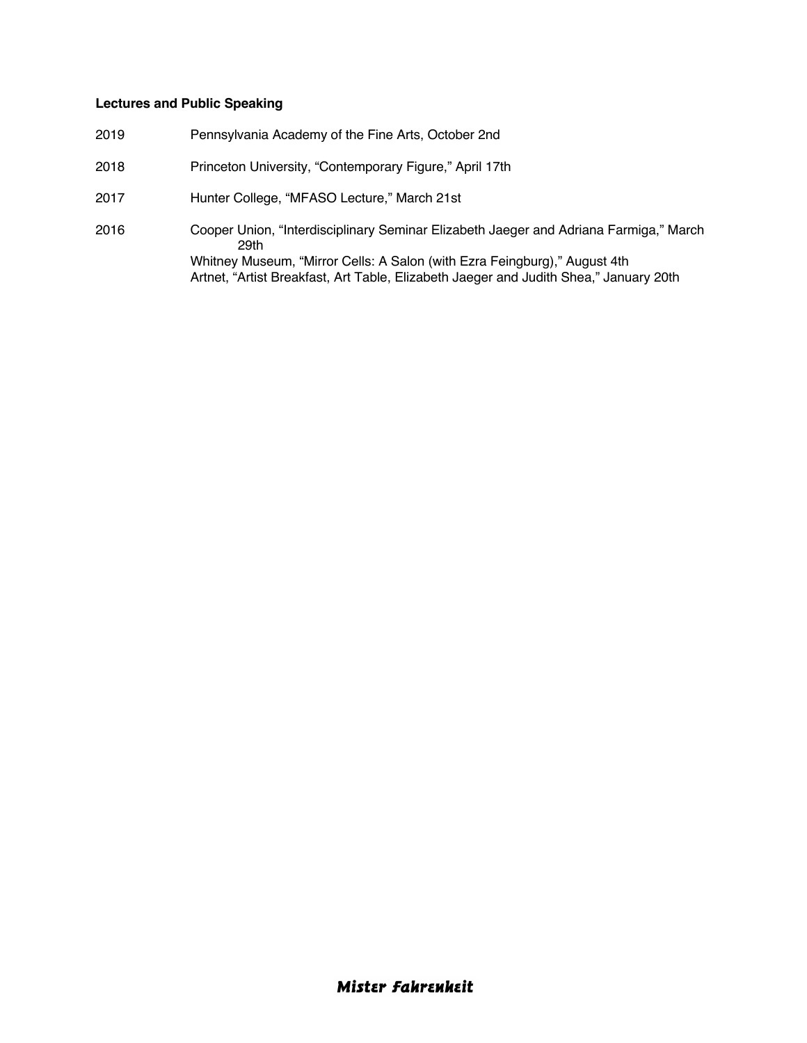**Lectures and Public Speaking**

2019 Pennsylvania Academy of the Fine Arts, October 2nd

2018 Princeton University, “Contemporary Figure,” April 17th

2017 Hunter College, “MFASO Lecture,” March 21st

2016 Cooper Union, “Interdisciplinary Seminar Elizabeth Jaeger and Adriana Farmiga,” March 29th
Whitney Museum, “Mirror Cells: A Salon (with Ezra Feingburg),” August 4th
Artnet, “Artist Breakfast, Art Table, Elizabeth Jaeger and Judith Shea,” January 20th